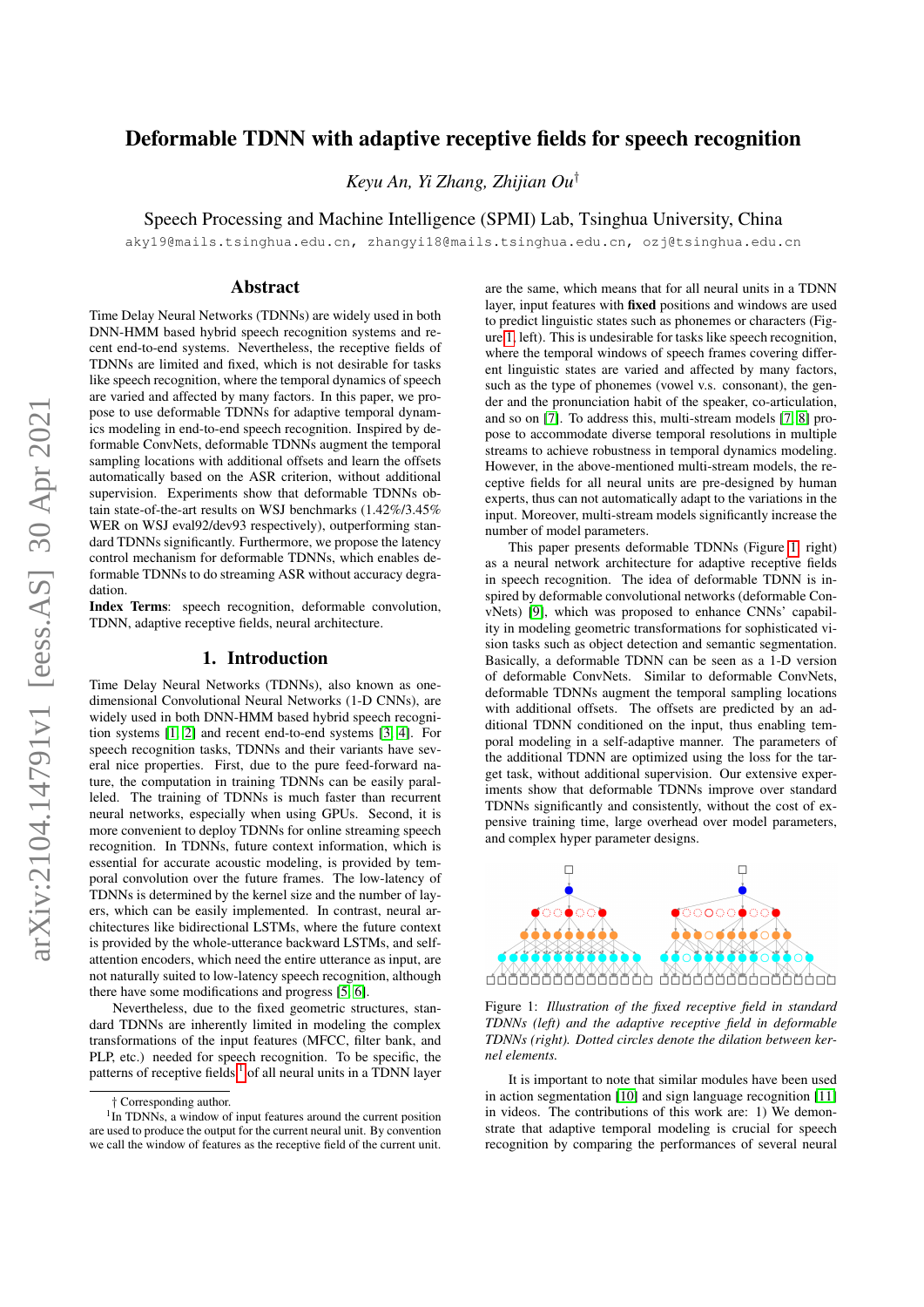# Deformable TDNN with adaptive receptive fields for speech recognition

*Keyu An, Yi Zhang, Zhijian Ou*†

Speech Processing and Machine Intelligence (SPMI) Lab, Tsinghua University, China

aky19@mails.tsinghua.edu.cn, zhangyi18@mails.tsinghua.edu.cn, ozj@tsinghua.edu.cn

## Abstract

Time Delay Neural Networks (TDNNs) are widely used in both DNN-HMM based hybrid speech recognition systems and recent end-to-end systems. Nevertheless, the receptive fields of TDNNs are limited and fixed, which is not desirable for tasks like speech recognition, where the temporal dynamics of speech are varied and affected by many factors. In this paper, we propose to use deformable TDNNs for adaptive temporal dynamics modeling in end-to-end speech recognition. Inspired by deformable ConvNets, deformable TDNNs augment the temporal sampling locations with additional offsets and learn the offsets automatically based on the ASR criterion, without additional supervision. Experiments show that deformable TDNNs obtain state-of-the-art results on WSJ benchmarks (1.42%/3.45% WER on WSJ eval92/dev93 respectively), outperforming standard TDNNs significantly. Furthermore, we propose the latency control mechanism for deformable TDNNs, which enables deformable TDNNs to do streaming ASR without accuracy degradation.

**Index Terms**: speech recognition, deformable convolution, TDNN, adaptive receptive fields, neural architecture.

## 1. Introduction

Time Delay Neural Networks (TDNNs), also known as one-dimensional Convolutional Neural Networks (1-D CNNs), are widely used in both DNN-HMM based hybrid speech recognition systems [1] [2] and recent end-to-end systems [3] [4]. For speech recognition tasks, TDNNs and their variants have several nice properties. First, due to the pure feed-forward nature, the computation in training TDNNs can be easily paralleled. The training of TDNNs is much faster than recurrent neural networks, especially when using GPUs. Second, it is more convenient to deploy TDNNs for online streaming speech recognition. In TDNNs, future context information, which is essential for accurate acoustic modeling, is provided by temporal convolution over the future frames. The low-latency of TDNNs is determined by the kernel size and the number of layers, which can be easily implemented. In contrast, neural architectures like bidirectional LSTMs, where the future context is provided by the whole-utterance backward LSTMs, and self-attention encoders, which need the entire utterance as input, are not naturally suited to low-latency speech recognition, although there have some modifications and progress [5] [6].

Nevertheless, due to the fixed geometric structures, standard TDNNs are inherently limited in modeling the complex transformations of the input features (MFCC, filter bank, and PLP, etc.) needed for speech recognition. To be specific, the patterns of receptive fields[1] of all neural units in a TDNN layer are the same, which means that for all neural units in a TDNN layer, input features with **fixed** positions and windows are used to predict linguistic states such as phonemes or characters (Figure 1, left). This is undesirable for tasks like speech recognition, where the temporal windows of speech frames covering different linguistic states are varied and affected by many factors, such as the type of phonemes (vowel v.s. consonant), the gender and the pronunciation habit of the speaker, co-articulation, and so on [7]. To address this, multi-stream models [7, 8] propose to accommodate diverse temporal resolutions in multiple streams to achieve robustness in temporal dynamics modeling. However, in the above-mentioned multi-stream models, the receptive fields for all neural units are pre-designed by human experts, thus can not automatically adapt to the variations in the input. Moreover, multi-stream models significantly increase the number of model parameters.

This paper presents deformable TDNNs (Figure 1, right) as a neural network architecture for adaptive receptive fields in speech recognition. The idea of deformable TDNN is inspired by deformable convolutional networks (deformable ConvNets) [9], which was proposed to enhance CNNs' capability in modeling geometric transformations for sophisticated vision tasks such as object detection and semantic segmentation. Basically, a deformable TDNN can be seen as a 1-D version of deformable ConvNets. Similar to deformable ConvNets, deformable TDNNs augment the temporal sampling locations with additional offsets. The offsets are predicted by an additional TDNN conditioned on the input, thus enabling temporal modeling in a self-adaptive manner. The parameters of the additional TDNN are optimized using the loss for the target task, without additional supervision. Our extensive experiments show that deformable TDNNs improve over standard TDNNs significantly and consistently, without the cost of expensive training time, large overhead over model parameters, and complex hyper parameter designs.

Figure 1: *Illustration of the fixed receptive field in standard TDNNs (left) and the adaptive receptive field in deformable TDNNs (right). Dotted circles denote the dilation between kernel elements.*

It is important to note that similar modules have been used in action segmentation [10] and sign language recognition [11] in videos. The contributions of this work are: 1) We demonstrate that adaptive temporal modeling is crucial for speech recognition by comparing the performances of several neural

† Corresponding author.

[1] In TDNNs, a window of input features around the current position are used to produce the output for the current neural unit. By convention we call the window of features as the receptive field of the current unit.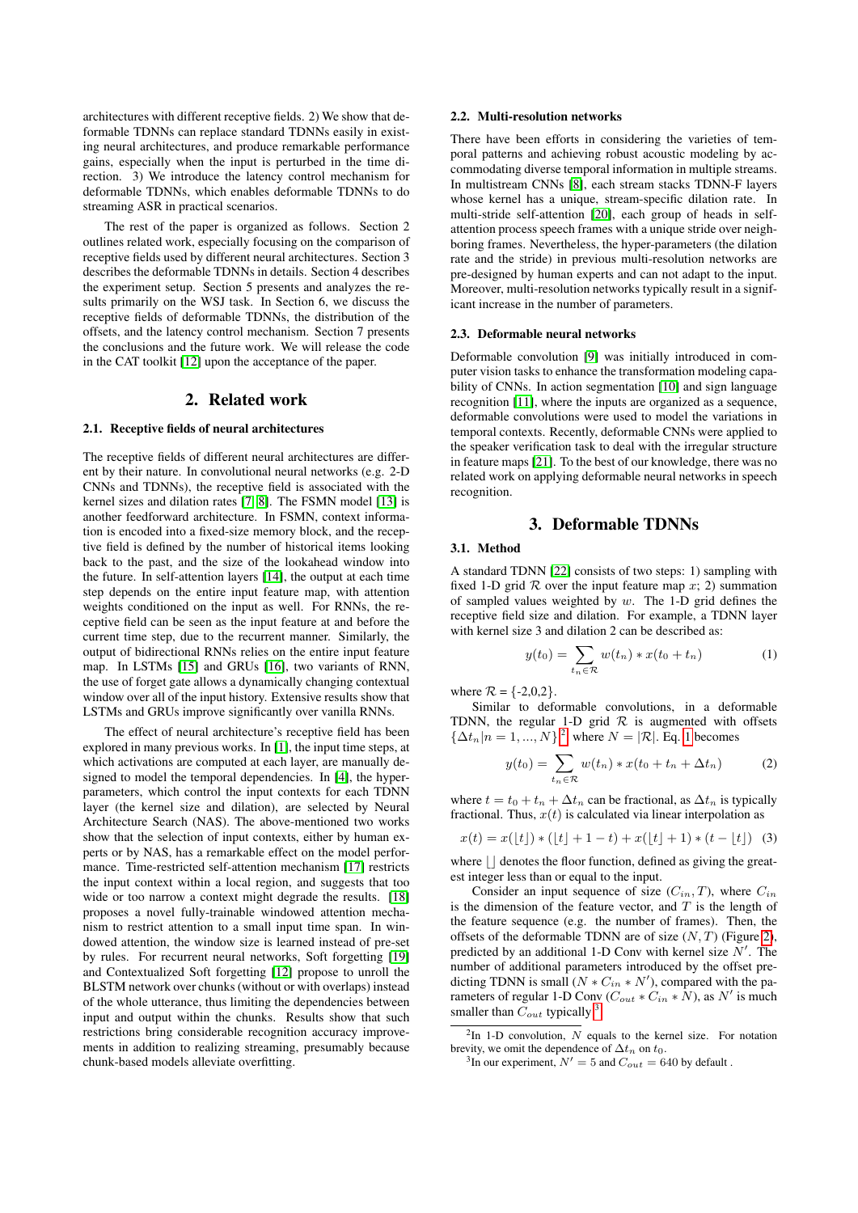architectures with different receptive fields. 2) We show that deformable TDNNs can replace standard TDNNs easily in existing neural architectures, and produce remarkable performance gains, especially when the input is perturbed in the time direction. 3) We introduce the latency control mechanism for deformable TDNNs, which enables deformable TDNNs to do streaming ASR in practical scenarios.

The rest of the paper is organized as follows. Section 2 outlines related work, especially focusing on the comparison of receptive fields used by different neural architectures. Section 3 describes the deformable TDNNs in details. Section 4 describes the experiment setup. Section 5 presents and analyzes the results primarily on the WSJ task. In Section 6, we discuss the receptive fields of deformable TDNNs, the distribution of the offsets, and the latency control mechanism. Section 7 presents the conclusions and the future work. We will release the code in the CAT toolkit [12] upon the acceptance of the paper.

## 2. Related work

### 2.1. Receptive fields of neural architectures

The receptive fields of different neural architectures are different by their nature. In convolutional neural networks (e.g. 2-D CNNs and TDNNs), the receptive field is associated with the kernel sizes and dilation rates [7, 8]. The FSMN model [13] is another feedforward architecture. In FSMN, context information is encoded into a fixed-size memory block, and the receptive field is defined by the number of historical items looking back to the past, and the size of the lookahead window into the future. In self-attention layers [14], the output at each time step depends on the entire input feature map, with attention weights conditioned on the input as well. For RNNs, the receptive field can be seen as the input feature at and before the current time step, due to the recurrent manner. Similarly, the output of bidirectional RNNs relies on the entire input feature map. In LSTMs [15] and GRUs [16], two variants of RNN, the use of forget gate allows a dynamically changing contextual window over all of the input history. Extensive results show that LSTMs and GRUs improve significantly over vanilla RNNs.

The effect of neural architecture's receptive field has been explored in many previous works. In [1], the input time steps, at which activations are computed at each layer, are manually designed to model the temporal dependencies. In [4], the hyper-parameters, which control the input contexts for each TDNN layer (the kernel size and dilation), are selected by Neural Architecture Search (NAS). The above-mentioned two works show that the selection of input contexts, either by human experts or by NAS, has a remarkable effect on the model performance. Time-restricted self-attention mechanism [17] restricts the input context within a local region, and suggests that too wide or too narrow a context might degrade the results. [18] proposes a novel fully-trainable windowed attention mechanism to restrict attention to a small input time span. In windowed attention, the window size is learned instead of pre-set by rules. For recurrent neural networks, Soft forgetting [19] and Contextualized Soft forgetting [12] propose to unroll the BLSTM network over chunks (without or with overlaps) instead of the whole utterance, thus limiting the dependencies between input and output within the chunks. Results show that such restrictions bring considerable recognition accuracy improvements in addition to realizing streaming, presumably because chunk-based models alleviate overfitting.

### 2.2. Multi-resolution networks

There have been efforts in considering the varieties of temporal patterns and achieving robust acoustic modeling by accommodating diverse temporal information in multiple streams. In multistream CNNs [8], each stream stacks TDNN-F layers whose kernel has a unique, stream-specific dilation rate. In multi-stride self-attention [20], each group of heads in self-attention process speech frames with a unique stride over neighboring frames. Nevertheless, the hyper-parameters (the dilation rate and the stride) in previous multi-resolution networks are pre-designed by human experts and can not adapt to the input. Moreover, multi-resolution networks typically result in a significant increase in the number of parameters.

### 2.3. Deformable neural networks

Deformable convolution [9] was initially introduced in computer vision tasks to enhance the transformation modeling capability of CNNs. In action segmentation [10] and sign language recognition [11], where the inputs are organized as a sequence, deformable convolutions were used to model the variations in temporal contexts. Recently, deformable CNNs were applied to the speaker verification task to deal with the irregular structure in feature maps [21]. To the best of our knowledge, there was no related work on applying deformable neural networks in speech recognition.

## 3. Deformable TDNNs

### 3.1. Method

A standard TDNN [22] consists of two steps: 1) sampling with fixed 1-D grid $\mathcal{R}$ over the input feature map $x$; 2) summation of sampled values weighted by $w$. The 1-D grid defines the receptive field size and dilation. For example, a TDNN layer with kernel size 3 and dilation 2 can be described as:

$$y(t_0) = \sum_{t_n \in \mathcal{R}} w(t_n) * x(t_0 + t_n) \tag{1}$$

where $\mathcal{R}$ = {-2,0,2}.

Similar to deformable convolutions, in a deformable TDNN, the regular 1-D grid $\mathcal{R}$ is augmented with offsets $\{\Delta t_n | n = 1, ..., N\}$ [2], where $N = |\mathcal{R}|$. Eq. 1 becomes

$$y(t_0) = \sum_{t_n \in \mathcal{R}} w(t_n) * x(t_0 + t_n + \Delta t_n) \tag{2}$$

where $t = t_0 + t_n + \Delta t_n$ can be fractional, as $\Delta t_n$ is typically fractional. Thus, $x(t)$ is calculated via linear interpolation as

$$x(t) = x(\lfloor t \rfloor) * (\lfloor t \rfloor + 1 - t) + x(\lfloor t \rfloor + 1) * (t - \lfloor t \rfloor) \tag{3}$$

where $\lfloor \rfloor$ denotes the floor function, defined as giving the greatest integer less than or equal to the input.

Consider an input sequence of size $(C_{in}, T)$, where $C_{in}$ is the dimension of the feature vector, and $T$ is the length of the feature sequence (e.g. the number of frames). Then, the offsets of the deformable TDNN are of size $(N, T)$ (Figure 2), predicted by an additional 1-D Conv with kernel size $N'$. The number of additional parameters introduced by the offset predicting TDNN is small $(N * C_{in} * N')$, compared with the parameters of regular 1-D Conv $(C_{out} * C_{in} * N)$, as $N'$ is much smaller than $C_{out}$ typically [3].

[2] In 1-D convolution, $N$ equals to the kernel size. For notation brevity, we omit the dependence of $\Delta t_n$ on $t_0$.

[3] In our experiment, $N' = 5$ and $C_{out} = 640$ by default .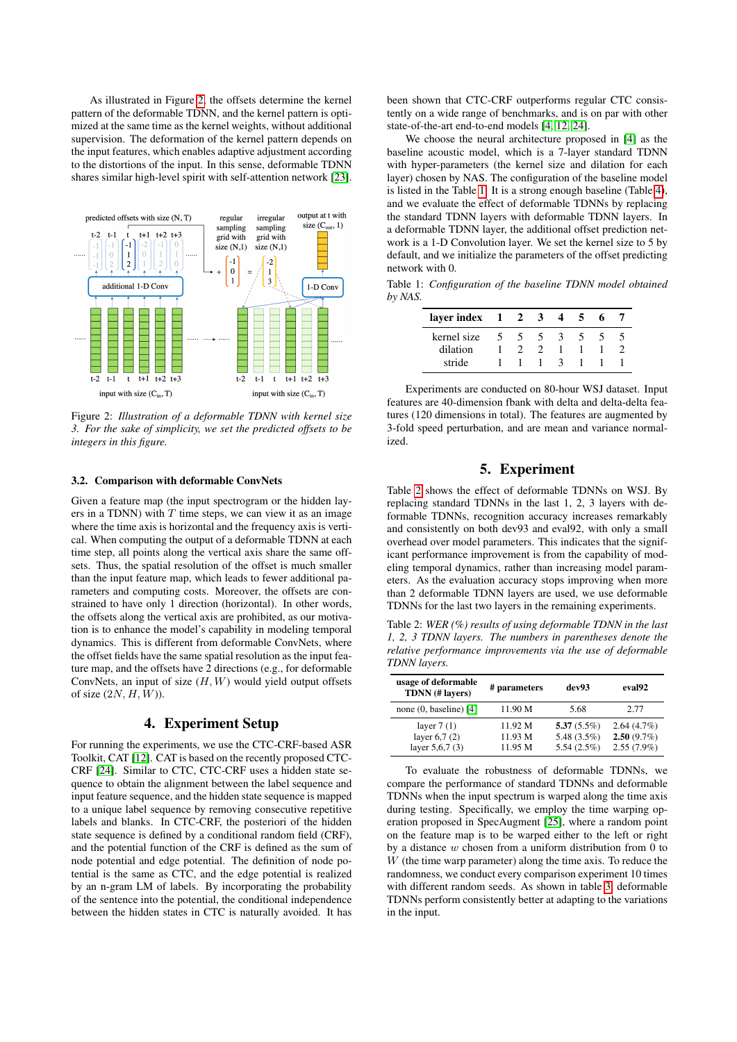As illustrated in Figure 2, the offsets determine the kernel pattern of the deformable TDNN, and the kernel pattern is optimized at the same time as the kernel weights, without additional supervision. The deformation of the kernel pattern depends on the input features, which enables adaptive adjustment according to the distortions of the input. In this sense, deformable TDNN shares similar high-level spirit with self-attention network [23].

Figure 2: *Illustration of a deformable TDNN with kernel size 3. For the sake of simplicity, we set the predicted offsets to be integers in this figure.*

### 3.2. Comparison with deformable ConvNets

Given a feature map (the input spectrogram or the hidden layers in a TDNN) with $T$ time steps, we can view it as an image where the time axis is horizontal and the frequency axis is vertical. When computing the output of a deformable TDNN at each time step, all points along the vertical axis share the same offsets. Thus, the spatial resolution of the offset is much smaller than the input feature map, which leads to fewer additional parameters and computing costs. Moreover, the offsets are constrained to have only 1 direction (horizontal). In other words, the offsets along the vertical axis are prohibited, as our motivation is to enhance the model's capability in modeling temporal dynamics. This is different from deformable ConvNets, where the offset fields have the same spatial resolution as the input feature map, and the offsets have 2 directions (e.g., for deformable ConvNets, an input of size $(H, W)$ would yield output offsets of size $(2N, H, W)$).

## 4. Experiment Setup

For running the experiments, we use the CTC-CRF-based ASR Toolkit, CAT [12]. CAT is based on the recently proposed CTC-CRF [24]. Similar to CTC, CTC-CRF uses a hidden state sequence to obtain the alignment between the label sequence and input feature sequence, and the hidden state sequence is mapped to a unique label sequence by removing consecutive repetitive labels and blanks. In CTC-CRF, the posteriori of the hidden state sequence is defined by a conditional random field (CRF), and the potential function of the CRF is defined as the sum of node potential and edge potential. The definition of node potential is the same as CTC, and the edge potential is realized by an n-gram LM of labels. By incorporating the probability of the sentence into the potential, the conditional independence between the hidden states in CTC is naturally avoided. It has been shown that CTC-CRF outperforms regular CTC consistently on a wide range of benchmarks, and is on par with other state-of-the-art end-to-end models [4, 12, 24].

We choose the neural architecture proposed in [4] as the baseline acoustic model, which is a 7-layer standard TDNN with hyper-parameters (the kernel size and dilation for each layer) chosen by NAS. The configuration of the baseline model is listed in the Table 1. It is a strong enough baseline (Table 4), and we evaluate the effect of deformable TDNNs by replacing the standard TDNN layers with deformable TDNN layers. In a deformable TDNN layer, the additional offset prediction network is a 1-D Convolution layer. We set the kernel size to 5 by default, and we initialize the parameters of the offset predicting network with 0.

Table 1: *Configuration of the baseline TDNN model obtained by NAS.*

| layer index | 1 | 2 | 3 | 4 | 5 | 6 | 7 |
|---|---|---|---|---|---|---|---|
| kernel size | 5 | 5 | 5 | 3 | 5 | 5 | 5 |
| dilation | 1 | 2 | 2 | 1 | 1 | 1 | 2 |
| stride | 1 | 1 | 1 | 3 | 1 | 1 | 1 |

Experiments are conducted on 80-hour WSJ dataset. Input features are 40-dimension fbank with delta and delta-delta features (120 dimensions in total). The features are augmented by 3-fold speed perturbation, and are mean and variance normalized.

## 5. Experiment

Table 2 shows the effect of deformable TDNNs on WSJ. By replacing standard TDNNs in the last 1, 2, 3 layers with deformable TDNNs, recognition accuracy increases remarkably and consistently on both dev93 and eval92, with only a small overhead over model parameters. This indicates that the significant performance improvement is from the capability of modeling temporal dynamics, rather than increasing model parameters. As the evaluation accuracy stops improving when more than 2 deformable TDNN layers are used, we use deformable TDNNs for the last two layers in the remaining experiments.

Table 2: *WER (%) results of using deformable TDNN in the last 1, 2, 3 TDNN layers. The numbers in parentheses denote the relative performance improvements via the use of deformable TDNN layers.*

| usage of deformable TDNN (# layers) | # parameters | dev93 | eval92 |
|---|---|---|---|
| none (0, baseline) [4] | 11.90 M | 5.68 | 2.77 |
| layer 7 (1) | 11.92 M | **5.37** (5.5%) | 2.64 (4.7%) |
| layer 6,7 (2) | 11.93 M | 5.48 (3.5%) | **2.50** (9.7%) |
| layer 5,6,7 (3) | 11.95 M | 5.54 (2.5%) | 2.55 (7.9%) |

To evaluate the robustness of deformable TDNNs, we compare the performance of standard TDNNs and deformable TDNNs when the input spectrum is warped along the time axis during testing. Specifically, we employ the time warping operation proposed in SpecAugment [25], where a random point on the feature map is to be warped either to the left or right by a distance $w$ chosen from a uniform distribution from 0 to $W$ (the time warp parameter) along the time axis. To reduce the randomness, we conduct every comparison experiment 10 times with different random seeds. As shown in table 3, deformable TDNNs perform consistently better at adapting to the variations in the input.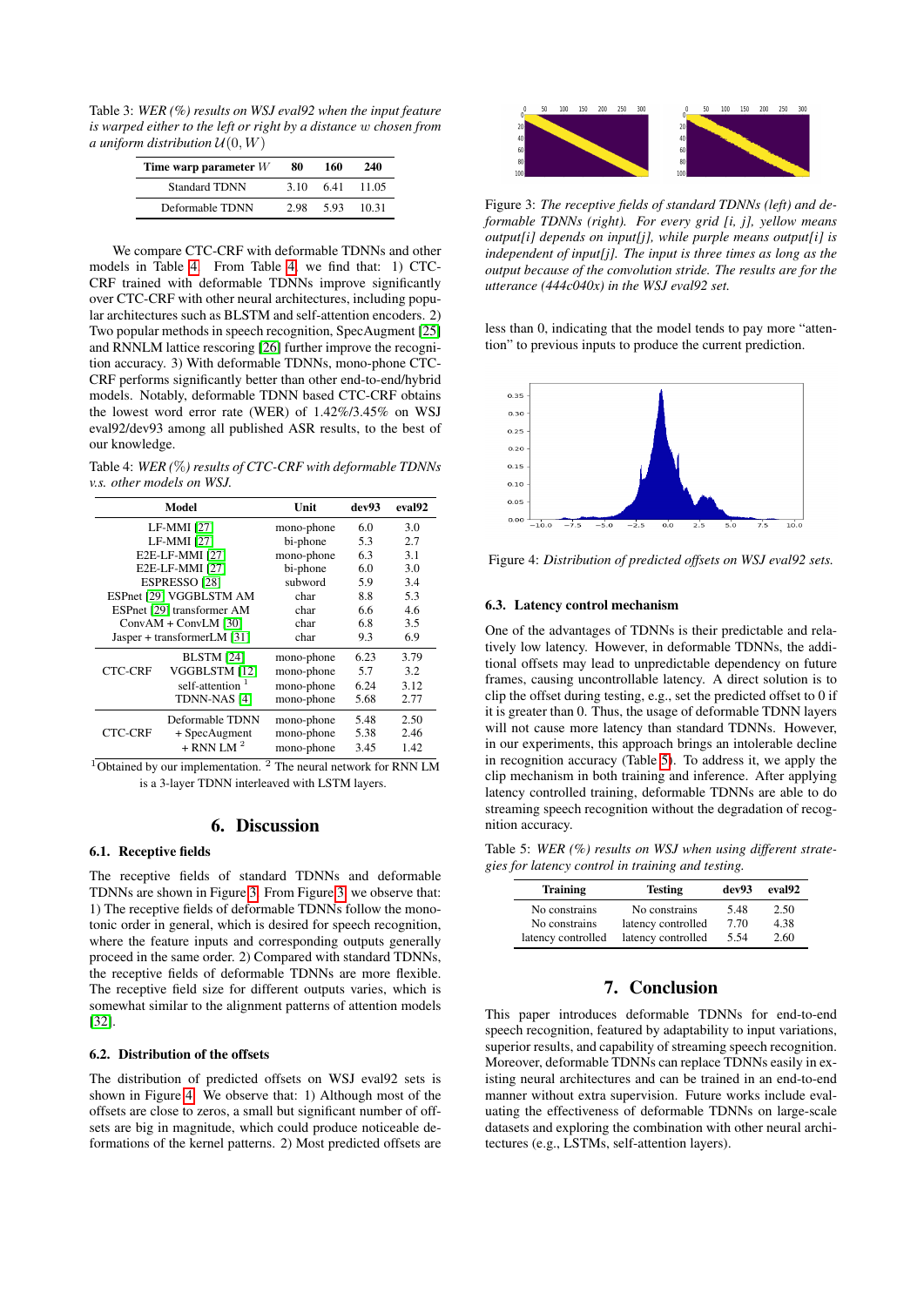Table 3: *WER (%) results on WSJ eval92 when the input feature is warped either to the left or right by a distance $w$ chosen from a uniform distribution $\mathcal{U}(0, W)$*

| Time warp parameter $W$ | 80 | 160 | 240 |
|---|---|---|---|
| Standard TDNN | 3.10 | 6.41 | 11.05 |
| Deformable TDNN | 2.98 | 5.93 | 10.31 |

We compare CTC-CRF with deformable TDNNs and other models in Table 4. From Table 4, we find that: 1) CTC-CRF trained with deformable TDNNs improve significantly over CTC-CRF with other neural architectures, including popular architectures such as BLSTM and self-attention encoders. 2) Two popular methods in speech recognition, SpecAugment [25] and RNNLM lattice rescoring [26] further improve the recognition accuracy. 3) With deformable TDNNs, mono-phone CTC-CRF performs significantly better than other end-to-end/hybrid models. Notably, deformable TDNN based CTC-CRF obtains the lowest word error rate (WER) of 1.42%/3.45% on WSJ eval92/dev93 among all published ASR results, to the best of our knowledge.

Table 4: *WER (%) results of CTC-CRF with deformable TDNNs v.s. other models on WSJ.*

| Model | | Unit | dev93 | eval92 |
|---|---|---|---|---|
| LF-MMI [27] | | mono-phone | 6.0 | 3.0 |
| LF-MMI [27] | | bi-phone | 5.3 | 2.7 |
| E2E-LF-MMI [27] | | mono-phone | 6.3 | 3.1 |
| E2E-LF-MMI [27] | | bi-phone | 6.0 | 3.0 |
| ESPRESSO [28] | | subword | 5.9 | 3.4 |
| ESPnet [29] VGGBLSTM AM | | char | 8.8 | 5.3 |
| ESPnet [29] transformer AM | | char | 6.6 | 4.6 |
| ConvAM + ConvLM [30] | | char | 6.8 | 3.5 |
| Jasper + transformerLM [31] | | char | 9.3 | 6.9 |
| CTC-CRF | BLSTM [24] | mono-phone | 6.23 | 3.79 |
| | VGGBLSTM [12] | mono-phone | 5.7 | 3.2 |
| | self-attention [1] | mono-phone | 6.24 | 3.12 |
| | TDNN-NAS [4] | mono-phone | 5.68 | 2.77 |
| CTC-CRF | Deformable TDNN | mono-phone | 5.48 | 2.50 |
| | + SpecAugment | mono-phone | 5.38 | 2.46 |
| | + RNN LM [2] | mono-phone | 3.45 | 1.42 |

[1]Obtained by our implementation. [2] The neural network for RNN LM is a 3-layer TDNN interleaved with LSTM layers.

## 6. Discussion

### 6.1. Receptive fields

The receptive fields of standard TDNNs and deformable TDNNs are shown in Figure 3. From Figure 3, we observe that: 1) The receptive fields of deformable TDNNs follow the monotonic order in general, which is desired for speech recognition, where the feature inputs and corresponding outputs generally proceed in the same order. 2) Compared with standard TDNNs, the receptive fields of deformable TDNNs are more flexible. The receptive field size for different outputs varies, which is somewhat similar to the alignment patterns of attention models [32].

### 6.2. Distribution of the offsets

The distribution of predicted offsets on WSJ eval92 sets is shown in Figure 4. We observe that: 1) Although most of the offsets are close to zeros, a small but significant number of offsets are big in magnitude, which could produce noticeable deformations of the kernel patterns. 2) Most predicted offsets are less than 0, indicating that the model tends to pay more "attention" to previous inputs to produce the current prediction.

Figure 3: *The receptive fields of standard TDNNs (left) and deformable TDNNs (right). For every grid [i, j], yellow means output[i] depends on input[j], while purple means output[i] is independent of input[j]. The input is three times as long as the output because of the convolution stride. The results are for the utterance (444c040x) in the WSJ eval92 set.*

Figure 4: *Distribution of predicted offsets on WSJ eval92 sets.*

### 6.3. Latency control mechanism

One of the advantages of TDNNs is their predictable and relatively low latency. However, in deformable TDNNs, the additional offsets may lead to unpredictable dependency on future frames, causing uncontrollable latency. A direct solution is to clip the offset during testing, e.g., set the predicted offset to 0 if it is greater than 0. Thus, the usage of deformable TDNN layers will not cause more latency than standard TDNNs. However, in our experiments, this approach brings an intolerable decline in recognition accuracy (Table 5). To address it, we apply the clip mechanism in both training and inference. After applying latency controlled training, deformable TDNNs are able to do streaming speech recognition without the degradation of recognition accuracy.

Table 5: *WER (%) results on WSJ when using different strategies for latency control in training and testing.*

| Training | Testing | dev93 | eval92 |
|---|---|---|---|
| No constrains | No constrains | 5.48 | 2.50 |
| No constrains | latency controlled | 7.70 | 4.38 |
| latency controlled | latency controlled | 5.54 | 2.60 |

## 7. Conclusion

This paper introduces deformable TDNNs for end-to-end speech recognition, featured by adaptability to input variations, superior results, and capability of streaming speech recognition. Moreover, deformable TDNNs can replace TDNNs easily in existing neural architectures and can be trained in an end-to-end manner without extra supervision. Future works include evaluating the effectiveness of deformable TDNNs on large-scale datasets and exploring the combination with other neural architectures (e.g., LSTMs, self-attention layers).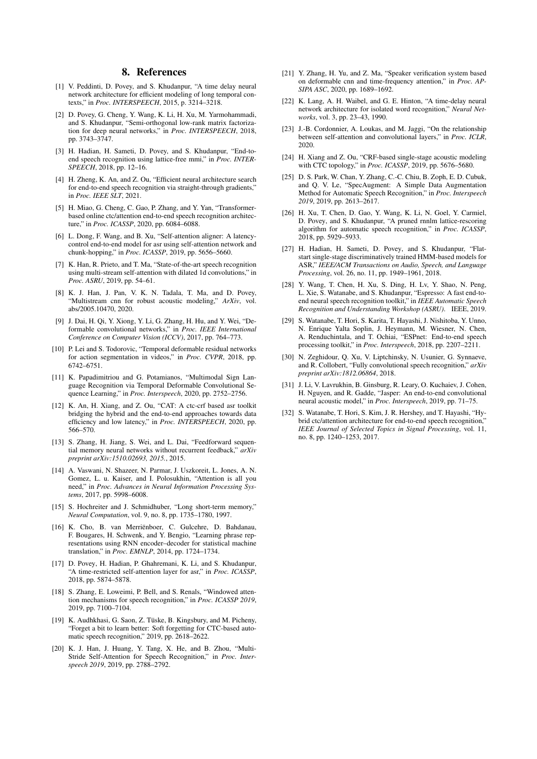## 8. References

[1] V. Peddinti, D. Povey, and S. Khudanpur, "A time delay neural network architecture for efficient modeling of long temporal contexts," in *Proc. INTERSPEECH*, 2015, p. 3214–3218.

[2] D. Povey, G. Cheng, Y. Wang, K. Li, H. Xu, M. Yarmohammadi, and S. Khudanpur, "Semi-orthogonal low-rank matrix factorization for deep neural networks," in *Proc. INTERSPEECH*, 2018, pp. 3743–3747.

[3] H. Hadian, H. Sameti, D. Povey, and S. Khudanpur, "End-to-end speech recognition using lattice-free mmi," in *Proc. INTERSPEECH*, 2018, pp. 12–16.

[4] H. Zheng, K. An, and Z. Ou, "Efficient neural architecture search for end-to-end speech recognition via straight-through gradients," in *Proc. IEEE SLT*, 2021.

[5] H. Miao, G. Cheng, C. Gao, P. Zhang, and Y. Yan, "Transformer-based online ctc/attention end-to-end speech recognition architecture," in *Proc. ICASSP*, 2020, pp. 6084–6088.

[6] L. Dong, F. Wang, and B. Xu, "Self-attention aligner: A latency-control end-to-end model for asr using self-attention network and chunk-hopping," in *Proc. ICASSP*, 2019, pp. 5656–5660.

[7] K. Han, R. Prieto, and T. Ma, "State-of-the-art speech recognition using multi-stream self-attention with dilated 1d convolutions," in *Proc. ASRU*, 2019, pp. 54–61.

[8] K. J. Han, J. Pan, V. K. N. Tadala, T. Ma, and D. Povey, "Multistream cnn for robust acoustic modeling," *ArXiv*, vol. abs/2005.10470, 2020.

[9] J. Dai, H. Qi, Y. Xiong, Y. Li, G. Zhang, H. Hu, and Y. Wei, "Deformable convolutional networks," in *Proc. IEEE International Conference on Computer Vision (ICCV)*, 2017, pp. 764–773.

[10] P. Lei and S. Todorovic, "Temporal deformable residual networks for action segmentation in videos," in *Proc. CVPR*, 2018, pp. 6742–6751.

[11] K. Papadimitriou and G. Potamianos, "Multimodal Sign Language Recognition via Temporal Deformable Convolutional Sequence Learning," in *Proc. Interspeech*, 2020, pp. 2752–2756.

[12] K. An, H. Xiang, and Z. Ou, "CAT: A ctc-crf based asr toolkit bridging the hybrid and the end-to-end approaches towards data efficiency and low latency," in *Proc. INTERSPEECH*, 2020, pp. 566–570.

[13] S. Zhang, H. Jiang, S. Wei, and L. Dai, "Feedforward sequential memory neural networks without recurrent feedback," *arXiv preprint arXiv:1510.02693, 2015.*, 2015.

[14] A. Vaswani, N. Shazeer, N. Parmar, J. Uszkoreit, L. Jones, A. N. Gomez, L. u. Kaiser, and I. Polosukhin, "Attention is all you need," in *Proc. Advances in Neural Information Processing Systems*, 2017, pp. 5998–6008.

[15] S. Hochreiter and J. Schmidhuber, "Long short-term memory," *Neural Computation*, vol. 9, no. 8, pp. 1735–1780, 1997.

[16] K. Cho, B. van Merriënboer, C. Gulcehre, D. Bahdanau, F. Bougares, H. Schwenk, and Y. Bengio, "Learning phrase representations using RNN encoder–decoder for statistical machine translation," in *Proc. EMNLP*, 2014, pp. 1724–1734.

[17] D. Povey, H. Hadian, P. Ghahremani, K. Li, and S. Khudanpur, "A time-restricted self-attention layer for asr," in *Proc. ICASSP*, 2018, pp. 5874–5878.

[18] S. Zhang, E. Loweimi, P. Bell, and S. Renals, "Windowed attention mechanisms for speech recognition," in *Proc. ICASSP 2019*, 2019, pp. 7100–7104.

[19] K. Audhkhasi, G. Saon, Z. Tüske, B. Kingsbury, and M. Picheny, "Forget a bit to learn better: Soft forgetting for CTC-based automatic speech recognition," 2019, pp. 2618–2622.

[20] K. J. Han, J. Huang, Y. Tang, X. He, and B. Zhou, "Multi-Stride Self-Attention for Speech Recognition," in *Proc. Interspeech 2019*, 2019, pp. 2788–2792.

[21] Y. Zhang, H. Yu, and Z. Ma, "Speaker verification system based on deformable cnn and time-frequency attention," in *Proc. APSIPA ASC*, 2020, pp. 1689–1692.

[22] K. Lang, A. H. Waibel, and G. E. Hinton, "A time-delay neural network architecture for isolated word recognition," *Neural Networks*, vol. 3, pp. 23–43, 1990.

[23] J.-B. Cordonnier, A. Loukas, and M. Jaggi, "On the relationship between self-attention and convolutional layers," in *Proc. ICLR*, 2020.

[24] H. Xiang and Z. Ou, "CRF-based single-stage acoustic modeling with CTC topology," in *Proc. ICASSP*, 2019, pp. 5676–5680.

[25] D. S. Park, W. Chan, Y. Zhang, C.-C. Chiu, B. Zoph, E. D. Cubuk, and Q. V. Le, "SpecAugment: A Simple Data Augmentation Method for Automatic Speech Recognition," in *Proc. Interspeech 2019*, 2019, pp. 2613–2617.

[26] H. Xu, T. Chen, D. Gao, Y. Wang, K. Li, N. Goel, Y. Carmiel, D. Povey, and S. Khudanpur, "A pruned rnnlm lattice-rescoring algorithm for automatic speech recognition," in *Proc. ICASSP*, 2018, pp. 5929–5933.

[27] H. Hadian, H. Sameti, D. Povey, and S. Khudanpur, "Flat-start single-stage discriminatively trained HMM-based models for ASR," *IEEE/ACM Transactions on Audio, Speech, and Language Processing*, vol. 26, no. 11, pp. 1949–1961, 2018.

[28] Y. Wang, T. Chen, H. Xu, S. Ding, H. Lv, Y. Shao, N. Peng, L. Xie, S. Watanabe, and S. Khudanpur, "Espresso: A fast end-to-end neural speech recognition toolkit," in *IEEE Automatic Speech Recognition and Understanding Workshop (ASRU)*. IEEE, 2019.

[29] S. Watanabe, T. Hori, S. Karita, T. Hayashi, J. Nishitoba, Y. Unno, N. Enrique Yalta Soplin, J. Heymann, M. Wiesner, N. Chen, A. Renduchintala, and T. Ochiai, "ESPnet: End-to-end speech processing toolkit," in *Proc. Interspeech*, 2018, pp. 2207–2211.

[30] N. Zeghidour, Q. Xu, V. Liptchinsky, N. Usunier, G. Synnaeve, and R. Collobert, "Fully convolutional speech recognition," *arXiv preprint arXiv:1812.06864*, 2018.

[31] J. Li, V. Lavrukhin, B. Ginsburg, R. Leary, O. Kuchaiev, J. Cohen, H. Nguyen, and R. Gadde, "Jasper: An end-to-end convolutional neural acoustic model," in *Proc. Interspeech*, 2019, pp. 71–75.

[32] S. Watanabe, T. Hori, S. Kim, J. R. Hershey, and T. Hayashi, "Hybrid ctc/attention architecture for end-to-end speech recognition," *IEEE Journal of Selected Topics in Signal Processing*, vol. 11, no. 8, pp. 1240–1253, 2017.